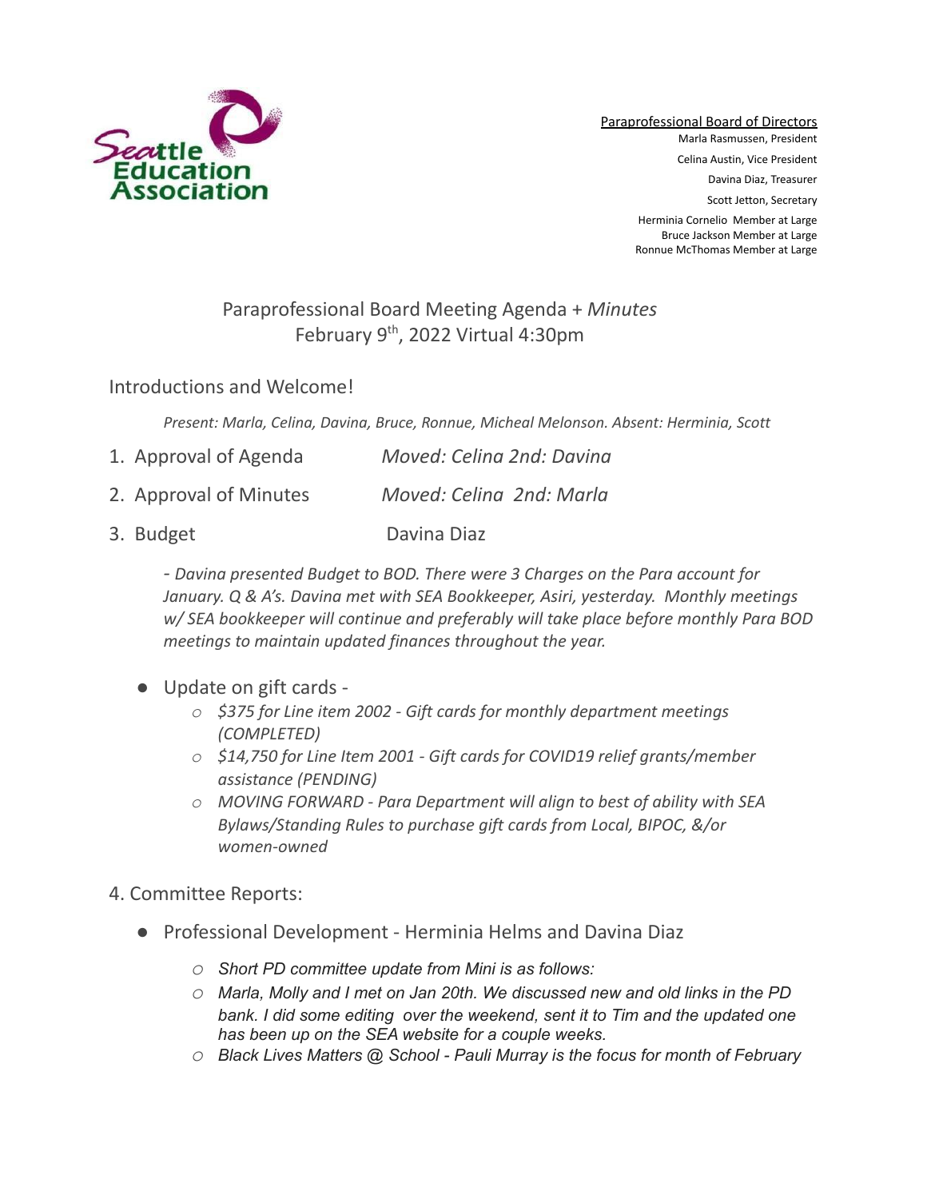Seattle Education Association

Paraprofessional Board of Directors
Marla Rasmussen, President
Celina Austin, Vice President
Davina Diaz, Treasurer
Scott Jetton, Secretary
Herminia Cornelio Member at Large
Bruce Jackson Member at Large
Ronnue McThomas Member at Large

# Paraprofessional Board Meeting Agenda + *Minutes*
## February 9th, 2022 Virtual 4:30pm

Introductions and Welcome!

*Present: Marla, Celina, Davina, Bruce, Ronnue, Micheal Melonson. Absent: Herminia, Scott*

1. Approval of Agenda *Moved: Celina 2nd: Davina*
2. Approval of Minutes *Moved: Celina 2nd: Marla*
3. Budget Davina Diaz

*- Davina presented Budget to BOD. There were 3 Charges on the Para account for January. Q & A's. Davina met with SEA Bookkeeper, Asiri, yesterday. Monthly meetings w/ SEA bookkeeper will continue and preferably will take place before monthly Para BOD meetings to maintain updated finances throughout the year.*

- Update on gift cards -
  - *$375 for Line item 2002 - Gift cards for monthly department meetings (COMPLETED)*
  - *$14,750 for Line Item 2001 - Gift cards for COVID19 relief grants/member assistance (PENDING)*
  - *MOVING FORWARD - Para Department will align to best of ability with SEA Bylaws/Standing Rules to purchase gift cards from Local, BIPOC, &/or women-owned*

4. Committee Reports:

- Professional Development - Herminia Helms and Davina Diaz
  - *Short PD committee update from Mini is as follows:*
  - *Marla, Molly and I met on Jan 20th. We discussed new and old links in the PD bank. I did some editing over the weekend, sent it to Tim and the updated one has been up on the SEA website for a couple weeks.*
  - *Black Lives Matters @ School - Pauli Murray is the focus for month of February*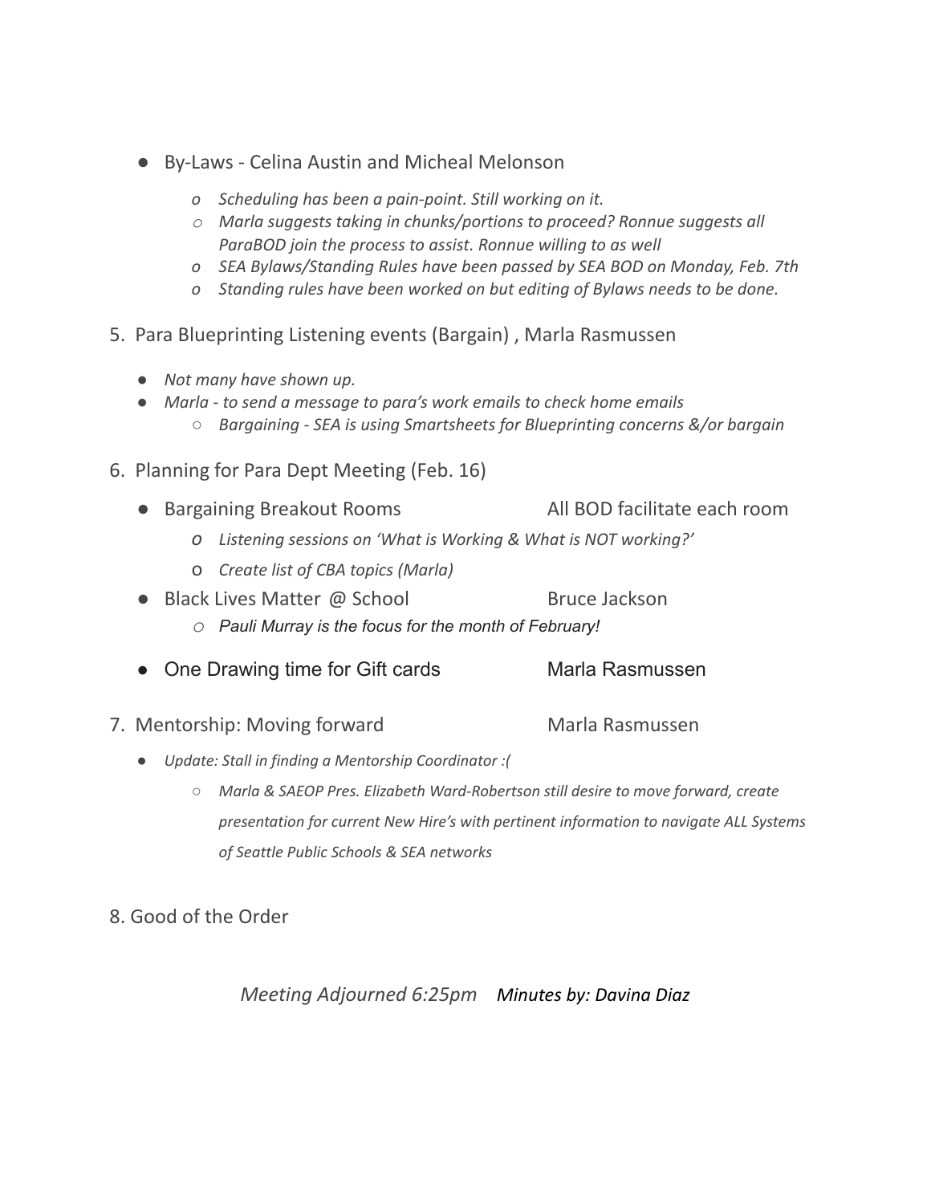- By-Laws - Celina Austin and Micheal Melonson
  - *Scheduling has been a pain-point. Still working on it.*
  - *Marla suggests taking in chunks/portions to proceed? Ronnue suggests all ParaBOD join the process to assist. Ronnue willing to as well*
  - *SEA Bylaws/Standing Rules have been passed by SEA BOD on Monday, Feb. 7th*
  - *Standing rules have been worked on but editing of Bylaws needs to be done.*

5. Para Blueprinting Listening events (Bargain) , Marla Rasmussen

- *Not many have shown up.*
- *Marla - to send a message to para's work emails to check home emails*
  - *Bargaining - SEA is using Smartsheets for Blueprinting concerns &/or bargain*

6. Planning for Para Dept Meeting (Feb. 16)

- Bargaining Breakout Rooms — All BOD facilitate each room
  - *Listening sessions on 'What is Working & What is NOT working?'*
  - *Create list of CBA topics (Marla)*
- Black Lives Matter @ School — Bruce Jackson
  - *Pauli Murray is the focus for the month of February!*
- One Drawing time for Gift cards — Marla Rasmussen

7. Mentorship: Moving forward — Marla Rasmussen

- *Update: Stall in finding a Mentorship Coordinator :(*
  - *Marla & SAEOP Pres. Elizabeth Ward-Robertson still desire to move forward, create presentation for current New Hire's with pertinent information to navigate ALL Systems of Seattle Public Schools & SEA networks*

8. Good of the Order

*Meeting Adjourned 6:25pm* *Minutes by: Davina Diaz*